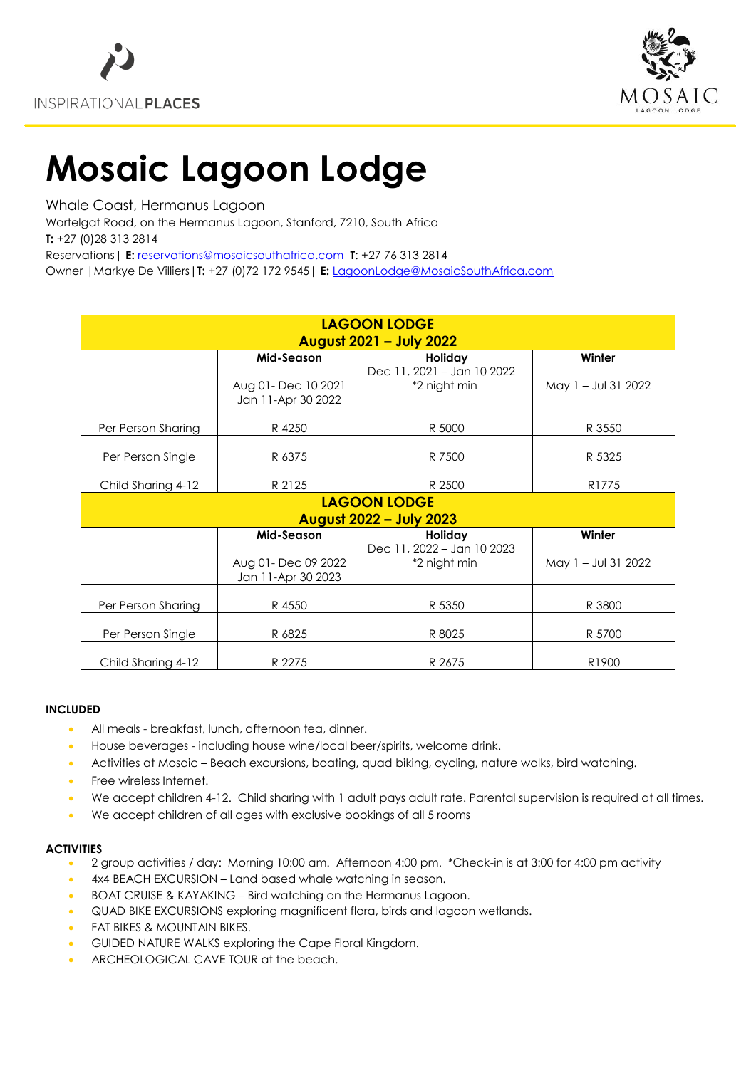INSPIRATIONAL**PLACES**

MOSAIC
LAGOON LODGE

# Mosaic Lagoon Lodge

Whale Coast, Hermanus Lagoon

Wortelgat Road, on the Hermanus Lagoon, Stanford, 7210, South Africa

**T:** +27 (0)28 313 2814

Reservations | **E:** reservations@mosaicsouthafrica.com **T**: +27 76 313 2814

Owner | Markye De Villiers | **T:** +27 (0)72 172 9545 | **E:** LagoonLodge@MosaicSouthAfrica.com

| **LAGOON LODGE August 2021 – July 2022** | | | |
|---|---|---|---|
| | **Mid-Season** Aug 01- Dec 10 2021 Jan 11-Apr 30 2022 | **Holiday** Dec 11, 2021 – Jan 10 2022 *2 night min | **Winter** May 1 – Jul 31 2022 |
| Per Person Sharing | R 4250 | R 5000 | R 3550 |
| Per Person Single | R 6375 | R 7500 | R 5325 |
| Child Sharing 4-12 | R 2125 | R 2500 | R1775 |
| **LAGOON LODGE August 2022 – July 2023** | | | |
| | **Mid-Season** Aug 01- Dec 09 2022 Jan 11-Apr 30 2023 | **Holiday** Dec 11, 2022 – Jan 10 2023 *2 night min | **Winter** May 1 – Jul 31 2022 |
| Per Person Sharing | R 4550 | R 5350 | R 3800 |
| Per Person Single | R 6825 | R 8025 | R 5700 |
| Child Sharing 4-12 | R 2275 | R 2675 | R1900 |

#### INCLUDED

- All meals - breakfast, lunch, afternoon tea, dinner.
- House beverages - including house wine/local beer/spirits, welcome drink.
- Activities at Mosaic – Beach excursions, boating, quad biking, cycling, nature walks, bird watching.
- Free wireless Internet.
- We accept children 4-12. Child sharing with 1 adult pays adult rate. Parental supervision is required at all times.
- We accept children of all ages with exclusive bookings of all 5 rooms

#### ACTIVITIES

- 2 group activities / day: Morning 10:00 am. Afternoon 4:00 pm. *Check-in is at 3:00 for 4:00 pm activity
- 4x4 BEACH EXCURSION – Land based whale watching in season.
- BOAT CRUISE & KAYAKING – Bird watching on the Hermanus Lagoon.
- QUAD BIKE EXCURSIONS exploring magnificent flora, birds and lagoon wetlands.
- FAT BIKES & MOUNTAIN BIKES.
- GUIDED NATURE WALKS exploring the Cape Floral Kingdom.
- ARCHEOLOGICAL CAVE TOUR at the beach.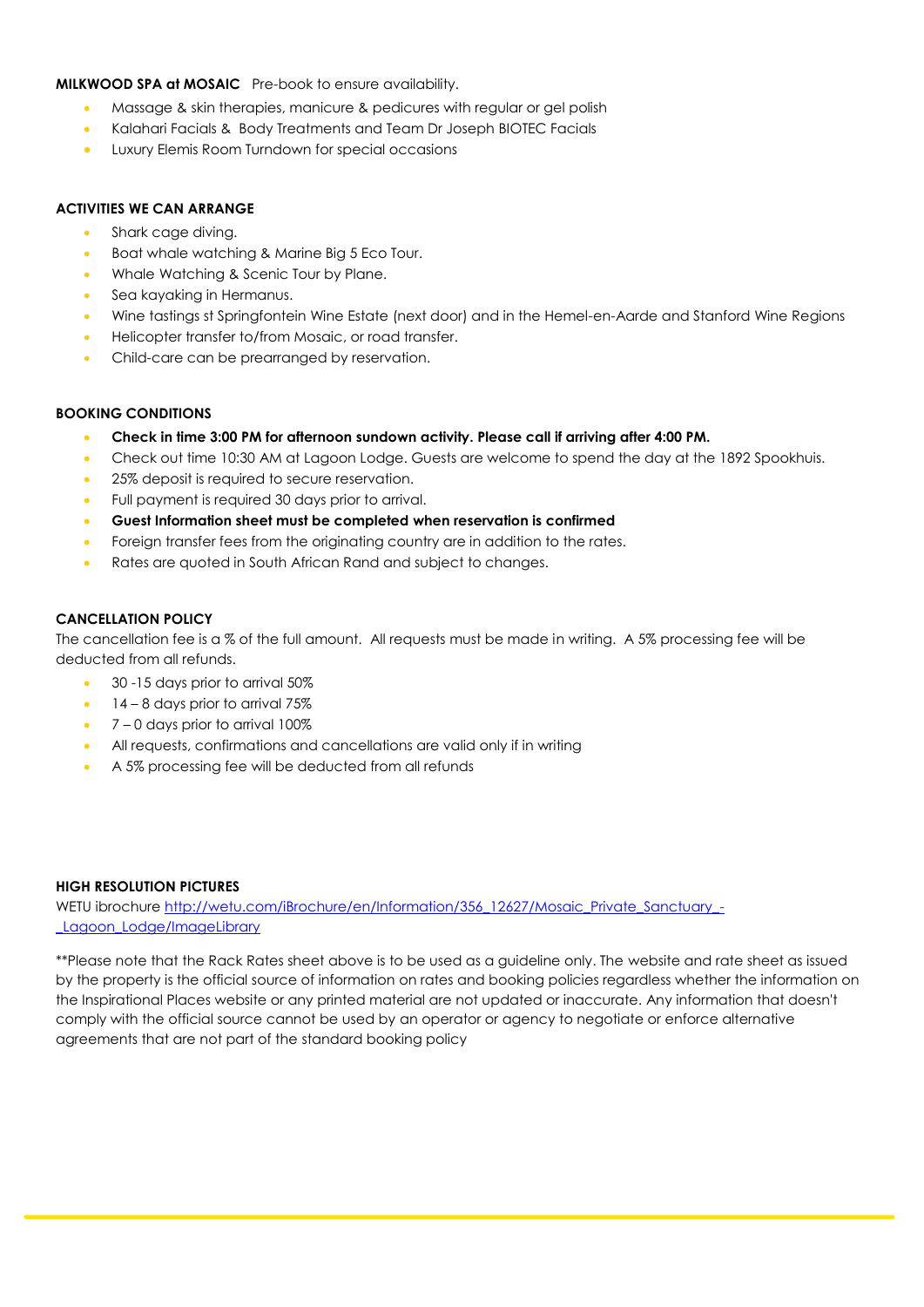**MILKWOOD SPA at MOSAIC** Pre-book to ensure availability.

- Massage & skin therapies, manicure & pedicures with regular or gel polish
- Kalahari Facials & Body Treatments and Team Dr Joseph BIOTEC Facials
- Luxury Elemis Room Turndown for special occasions

**ACTIVITIES WE CAN ARRANGE**

- Shark cage diving.
- Boat whale watching & Marine Big 5 Eco Tour.
- Whale Watching & Scenic Tour by Plane.
- Sea kayaking in Hermanus.
- Wine tastings st Springfontein Wine Estate (next door) and in the Hemel-en-Aarde and Stanford Wine Regions
- Helicopter transfer to/from Mosaic, or road transfer.
- Child-care can be prearranged by reservation.

**BOOKING CONDITIONS**

- **Check in time 3:00 PM for afternoon sundown activity. Please call if arriving after 4:00 PM.**
- Check out time 10:30 AM at Lagoon Lodge. Guests are welcome to spend the day at the 1892 Spookhuis.
- 25% deposit is required to secure reservation.
- Full payment is required 30 days prior to arrival.
- **Guest Information sheet must be completed when reservation is confirmed**
- Foreign transfer fees from the originating country are in addition to the rates.
- Rates are quoted in South African Rand and subject to changes.

**CANCELLATION POLICY**

The cancellation fee is a % of the full amount. All requests must be made in writing. A 5% processing fee will be deducted from all refunds.

- 30 -15 days prior to arrival 50%
- 14 – 8 days prior to arrival 75%
- 7 – 0 days prior to arrival 100%
- All requests, confirmations and cancellations are valid only if in writing
- A 5% processing fee will be deducted from all refunds

**HIGH RESOLUTION PICTURES**

WETU ibrochure [http://wetu.com/iBrochure/en/Information/356_12627/Mosaic_Private_Sanctuary_-_Lagoon_Lodge/ImageLibrary](http://wetu.com/iBrochure/en/Information/356_12627/Mosaic_Private_Sanctuary_-_Lagoon_Lodge/ImageLibrary)

**Please note that the Rack Rates sheet above is to be used as a guideline only. The website and rate sheet as issued by the property is the official source of information on rates and booking policies regardless whether the information on the Inspirational Places website or any printed material are not updated or inaccurate. Any information that doesn't comply with the official source cannot be used by an operator or agency to negotiate or enforce alternative agreements that are not part of the standard booking policy